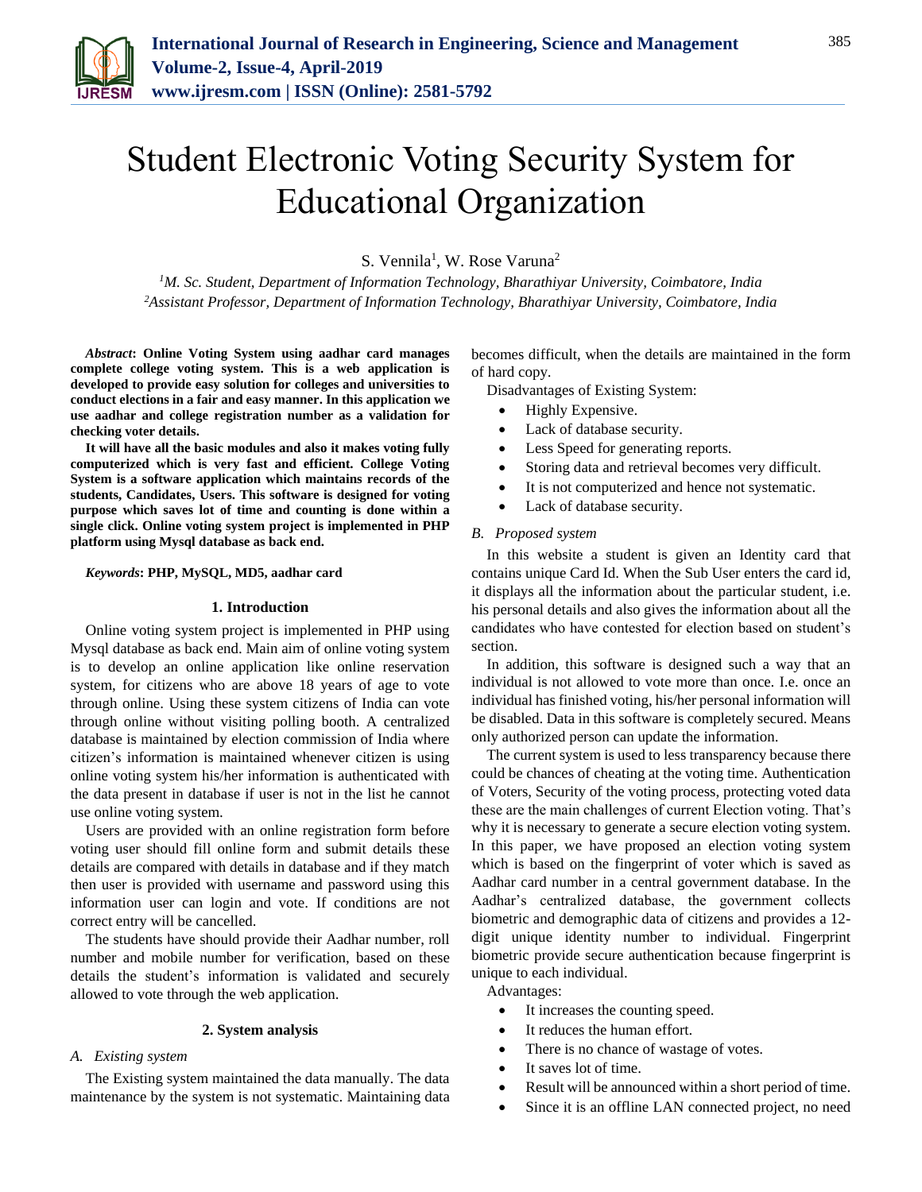# Student Electronic Voting Security System for Educational Organization

S. Vennila[1], W. Rose Varuna[2]

[1]M. Sc. Student, Department of Information Technology, Bharathiyar University, Coimbatore, India
[2]Assistant Professor, Department of Information Technology, Bharathiyar University, Coimbatore, India

***Abstract*: Online Voting System using aadhar card manages complete college voting system. This is a web application is developed to provide easy solution for colleges and universities to conduct elections in a fair and easy manner. In this application we use aadhar and college registration number as a validation for checking voter details.**

**It will have all the basic modules and also it makes voting fully computerized which is very fast and efficient. College Voting System is a software application which maintains records of the students, Candidates, Users. This software is designed for voting purpose which saves lot of time and counting is done within a single click. Online voting system project is implemented in PHP platform using Mysql database as back end.**

***Keywords*: PHP, MySQL, MD5, aadhar card**

## 1. Introduction

Online voting system project is implemented in PHP using Mysql database as back end. Main aim of online voting system is to develop an online application like online reservation system, for citizens who are above 18 years of age to vote through online. Using these system citizens of India can vote through online without visiting polling booth. A centralized database is maintained by election commission of India where citizen's information is maintained whenever citizen is using online voting system his/her information is authenticated with the data present in database if user is not in the list he cannot use online voting system.

Users are provided with an online registration form before voting user should fill online form and submit details these details are compared with details in database and if they match then user is provided with username and password using this information user can login and vote. If conditions are not correct entry will be cancelled.

The students have should provide their Aadhar number, roll number and mobile number for verification, based on these details the student's information is validated and securely allowed to vote through the web application.

## 2. System analysis

### *A. Existing system*

The Existing system maintained the data manually. The data maintenance by the system is not systematic. Maintaining data becomes difficult, when the details are maintained in the form of hard copy.

Disadvantages of Existing System:

- Highly Expensive.
- Lack of database security.
- Less Speed for generating reports.
- Storing data and retrieval becomes very difficult.
- It is not computerized and hence not systematic.
- Lack of database security.

### *B. Proposed system*

In this website a student is given an Identity card that contains unique Card Id. When the Sub User enters the card id, it displays all the information about the particular student, i.e. his personal details and also gives the information about all the candidates who have contested for election based on student's section.

In addition, this software is designed such a way that an individual is not allowed to vote more than once. I.e. once an individual has finished voting, his/her personal information will be disabled. Data in this software is completely secured. Means only authorized person can update the information.

The current system is used to less transparency because there could be chances of cheating at the voting time. Authentication of Voters, Security of the voting process, protecting voted data these are the main challenges of current Election voting. That's why it is necessary to generate a secure election voting system. In this paper, we have proposed an election voting system which is based on the fingerprint of voter which is saved as Aadhar card number in a central government database. In the Aadhar's centralized database, the government collects biometric and demographic data of citizens and provides a 12-digit unique identity number to individual. Fingerprint biometric provide secure authentication because fingerprint is unique to each individual.

Advantages:

- It increases the counting speed.
- It reduces the human effort.
- There is no chance of wastage of votes.
- It saves lot of time.
- Result will be announced within a short period of time.
- Since it is an offline LAN connected project, no need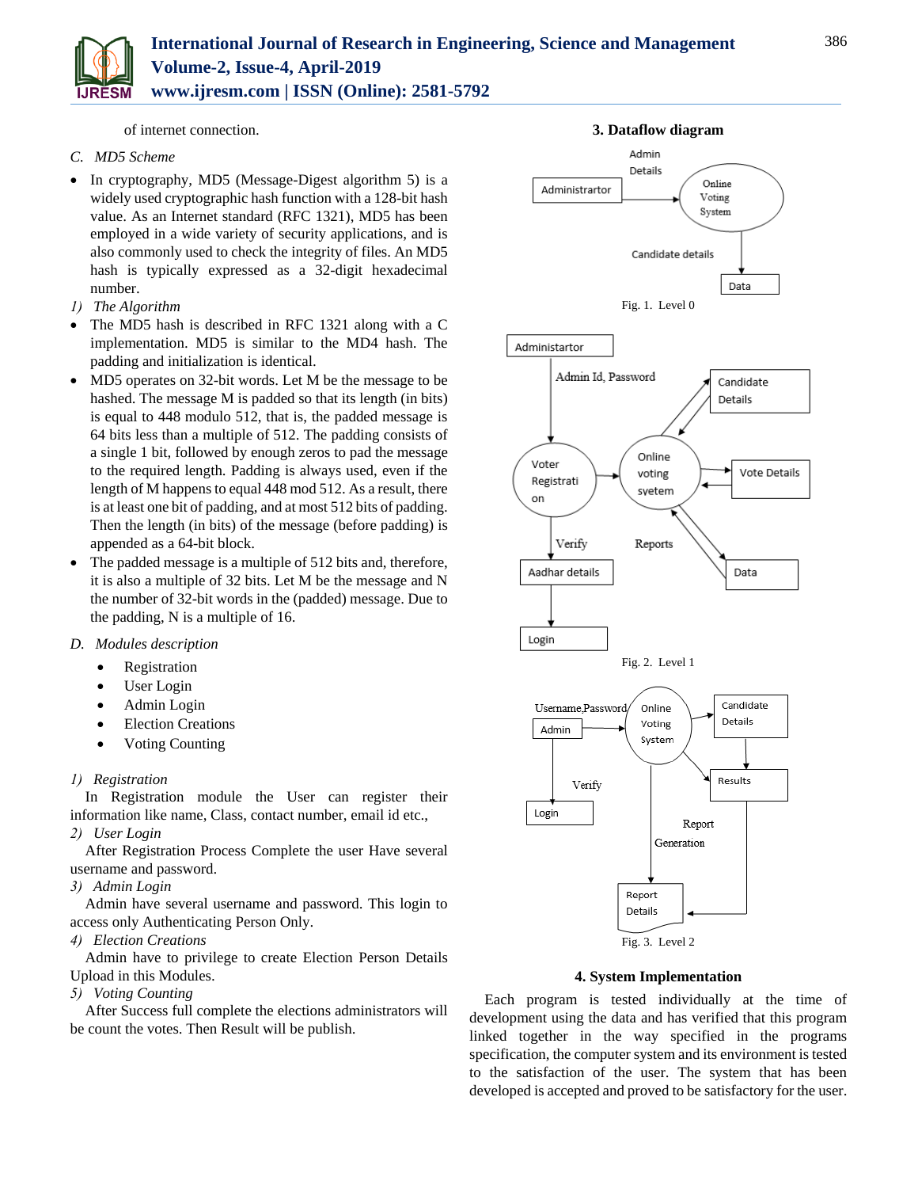of internet connection.

### C. MD5 Scheme

- In cryptography, MD5 (Message-Digest algorithm 5) is a widely used cryptographic hash function with a 128-bit hash value. As an Internet standard (RFC 1321), MD5 has been employed in a wide variety of security applications, and is also commonly used to check the integrity of files. An MD5 hash is typically expressed as a 32-digit hexadecimal number.

#### 1) The Algorithm

- The MD5 hash is described in RFC 1321 along with a C implementation. MD5 is similar to the MD4 hash. The padding and initialization is identical.
- MD5 operates on 32-bit words. Let M be the message to be hashed. The message M is padded so that its length (in bits) is equal to 448 modulo 512, that is, the padded message is 64 bits less than a multiple of 512. The padding consists of a single 1 bit, followed by enough zeros to pad the message to the required length. Padding is always used, even if the length of M happens to equal 448 mod 512. As a result, there is at least one bit of padding, and at most 512 bits of padding. Then the length (in bits) of the message (before padding) is appended as a 64-bit block.
- The padded message is a multiple of 512 bits and, therefore, it is also a multiple of 32 bits. Let M be the message and N the number of 32-bit words in the (padded) message. Due to the padding, N is a multiple of 16.

### D. Modules description

- Registration
- User Login
- Admin Login
- Election Creations
- Voting Counting

#### 1) Registration

In Registration module the User can register their information like name, Class, contact number, email id etc.,

#### 2) User Login

After Registration Process Complete the user Have several username and password.

#### 3) Admin Login

Admin have several username and password. This login to access only Authenticating Person Only.

#### 4) Election Creations

Admin have to privilege to create Election Person Details Upload in this Modules.

#### 5) Voting Counting

After Success full complete the elections administrators will be count the votes. Then Result will be publish.

## 3. Dataflow diagram

Fig. 1. Level 0

Fig. 2. Level 1

Fig. 3. Level 2

## 4. System Implementation

Each program is tested individually at the time of development using the data and has verified that this program linked together in the way specified in the programs specification, the computer system and its environment is tested to the satisfaction of the user. The system that has been developed is accepted and proved to be satisfactory for the user.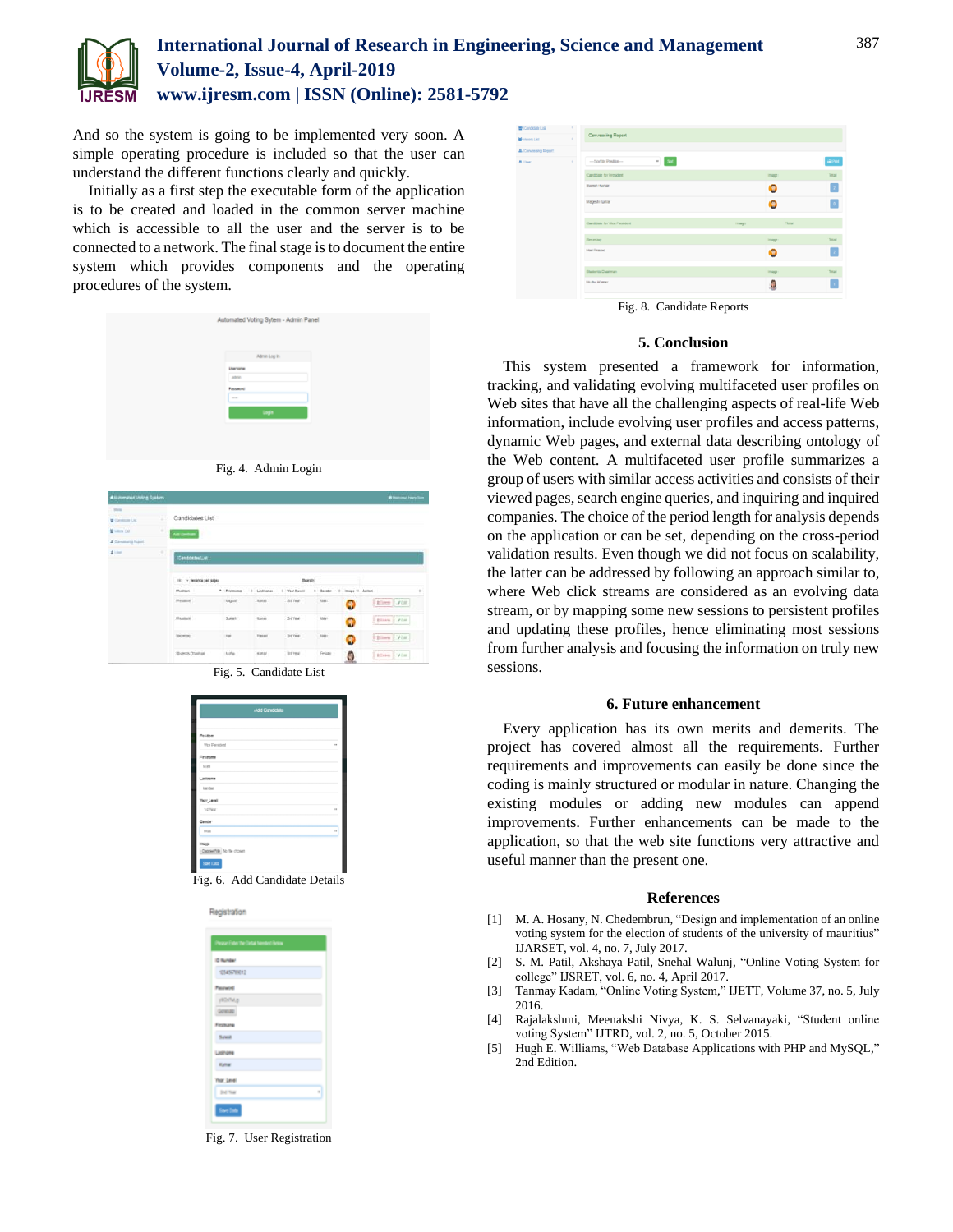And so the system is going to be implemented very soon. A simple operating procedure is included so that the user can understand the different functions clearly and quickly.

Initially as a first step the executable form of the application is to be created and loaded in the common server machine which is accessible to all the user and the server is to be connected to a network. The final stage is to document the entire system which provides components and the operating procedures of the system.

Fig. 4. Admin Login

Fig. 5. Candidate List

Fig. 6. Add Candidate Details

Fig. 7. User Registration

Fig. 8. Candidate Reports

## 5. Conclusion

This system presented a framework for information, tracking, and validating evolving multifaceted user profiles on Web sites that have all the challenging aspects of real-life Web information, include evolving user profiles and access patterns, dynamic Web pages, and external data describing ontology of the Web content. A multifaceted user profile summarizes a group of users with similar access activities and consists of their viewed pages, search engine queries, and inquiring and inquired companies. The choice of the period length for analysis depends on the application or can be set, depending on the cross-period validation results. Even though we did not focus on scalability, the latter can be addressed by following an approach similar to, where Web click streams are considered as an evolving data stream, or by mapping some new sessions to persistent profiles and updating these profiles, hence eliminating most sessions from further analysis and focusing the information on truly new sessions.

## 6. Future enhancement

Every application has its own merits and demerits. The project has covered almost all the requirements. Further requirements and improvements can easily be done since the coding is mainly structured or modular in nature. Changing the existing modules or adding new modules can append improvements. Further enhancements can be made to the application, so that the web site functions very attractive and useful manner than the present one.

## References

[1] M. A. Hosany, N. Chedembrun, "Design and implementation of an online voting system for the election of students of the university of mauritius" IJARSET, vol. 4, no. 7, July 2017.

[2] S. M. Patil, Akshaya Patil, Snehal Walunj, "Online Voting System for college" IJSRET, vol. 6, no. 4, April 2017.

[3] Tanmay Kadam, "Online Voting System," IJETT, Volume 37, no. 5, July 2016.

[4] Rajalakshmi, Meenakshi Nivya, K. S. Selvanayaki, "Student online voting System" IJTRD, vol. 2, no. 5, October 2015.

[5] Hugh E. Williams, "Web Database Applications with PHP and MySQL," 2nd Edition.